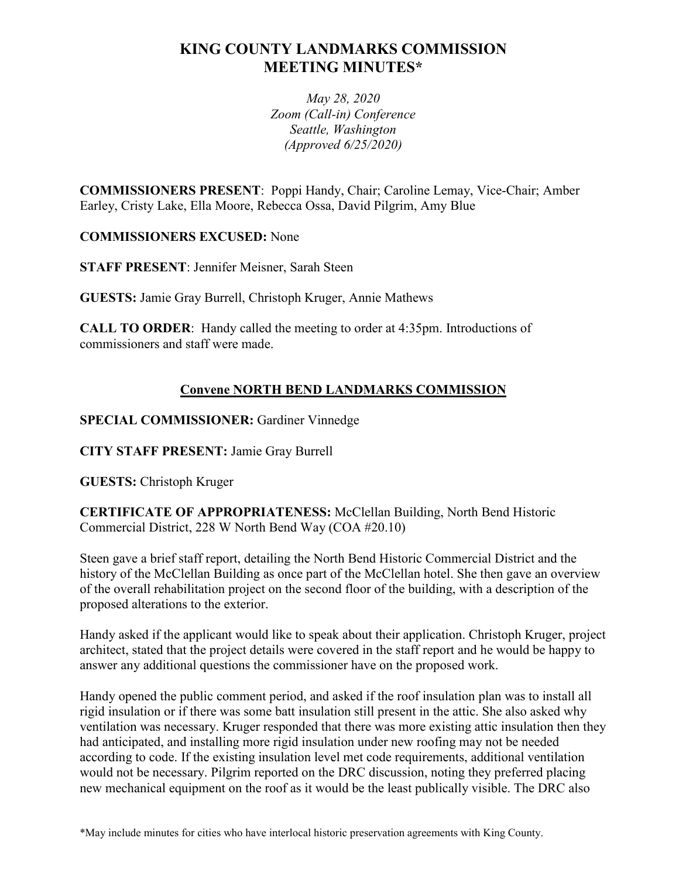# KING COUNTY LANDMARKS COMMISSION MEETING MINUTES*

*May 28, 2020*
*Zoom (Call-in) Conference*
*Seattle, Washington*
*(Approved 6/25/2020)*

**COMMISSIONERS PRESENT**: Poppi Handy, Chair; Caroline Lemay, Vice-Chair; Amber Earley, Cristy Lake, Ella Moore, Rebecca Ossa, David Pilgrim, Amy Blue

**COMMISSIONERS EXCUSED:** None

**STAFF PRESENT**: Jennifer Meisner, Sarah Steen

**GUESTS:** Jamie Gray Burrell, Christoph Kruger, Annie Mathews

**CALL TO ORDER**: Handy called the meeting to order at 4:35pm. Introductions of commissioners and staff were made.

## Convene NORTH BEND LANDMARKS COMMISSION

**SPECIAL COMMISSIONER:** Gardiner Vinnedge

**CITY STAFF PRESENT:** Jamie Gray Burrell

**GUESTS:** Christoph Kruger

**CERTIFICATE OF APPROPRIATENESS:** McClellan Building, North Bend Historic Commercial District, 228 W North Bend Way (COA #20.10)

Steen gave a brief staff report, detailing the North Bend Historic Commercial District and the history of the McClellan Building as once part of the McClellan hotel. She then gave an overview of the overall rehabilitation project on the second floor of the building, with a description of the proposed alterations to the exterior.

Handy asked if the applicant would like to speak about their application. Christoph Kruger, project architect, stated that the project details were covered in the staff report and he would be happy to answer any additional questions the commissioner have on the proposed work.

Handy opened the public comment period, and asked if the roof insulation plan was to install all rigid insulation or if there was some batt insulation still present in the attic. She also asked why ventilation was necessary. Kruger responded that there was more existing attic insulation then they had anticipated, and installing more rigid insulation under new roofing may not be needed according to code. If the existing insulation level met code requirements, additional ventilation would not be necessary. Pilgrim reported on the DRC discussion, noting they preferred placing new mechanical equipment on the roof as it would be the least publically visible. The DRC also

*May include minutes for cities who have interlocal historic preservation agreements with King County.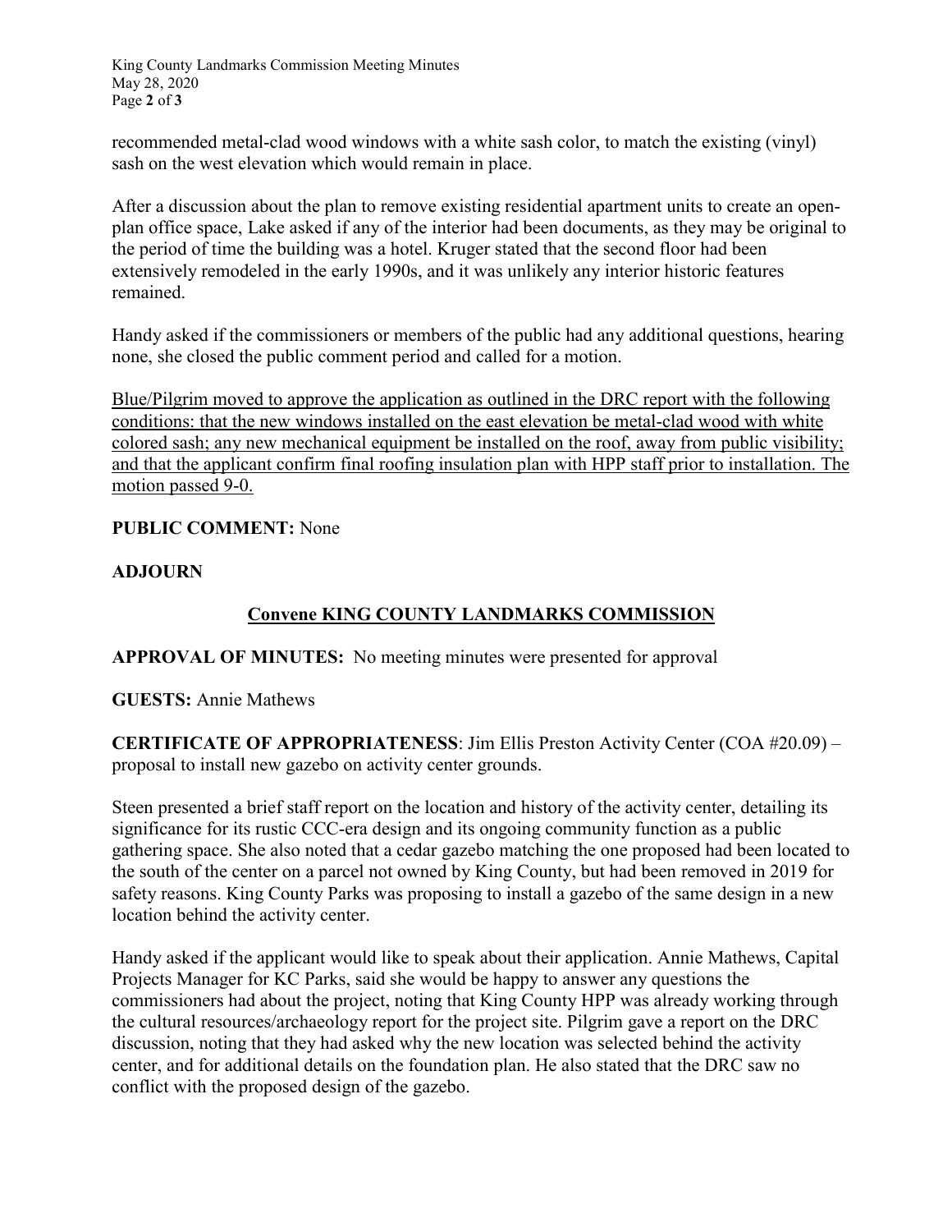recommended metal-clad wood windows with a white sash color, to match the existing (vinyl) sash on the west elevation which would remain in place.

After a discussion about the plan to remove existing residential apartment units to create an open-plan office space, Lake asked if any of the interior had been documents, as they may be original to the period of time the building was a hotel. Kruger stated that the second floor had been extensively remodeled in the early 1990s, and it was unlikely any interior historic features remained.

Handy asked if the commissioners or members of the public had any additional questions, hearing none, she closed the public comment period and called for a motion.

<u>Blue/Pilgrim moved to approve the application as outlined in the DRC report with the following conditions: that the new windows installed on the east elevation be metal-clad wood with white colored sash; any new mechanical equipment be installed on the roof, away from public visibility; and that the applicant confirm final roofing insulation plan with HPP staff prior to installation. The motion passed 9-0.</u>

**PUBLIC COMMENT:** None

**ADJOURN**

## <u>Convene KING COUNTY LANDMARKS COMMISSION</u>

**APPROVAL OF MINUTES:** No meeting minutes were presented for approval

**GUESTS:** Annie Mathews

**CERTIFICATE OF APPROPRIATENESS**: Jim Ellis Preston Activity Center (COA #20.09) – proposal to install new gazebo on activity center grounds.

Steen presented a brief staff report on the location and history of the activity center, detailing its significance for its rustic CCC-era design and its ongoing community function as a public gathering space. She also noted that a cedar gazebo matching the one proposed had been located to the south of the center on a parcel not owned by King County, but had been removed in 2019 for safety reasons. King County Parks was proposing to install a gazebo of the same design in a new location behind the activity center.

Handy asked if the applicant would like to speak about their application. Annie Mathews, Capital Projects Manager for KC Parks, said she would be happy to answer any questions the commissioners had about the project, noting that King County HPP was already working through the cultural resources/archaeology report for the project site. Pilgrim gave a report on the DRC discussion, noting that they had asked why the new location was selected behind the activity center, and for additional details on the foundation plan. He also stated that the DRC saw no conflict with the proposed design of the gazebo.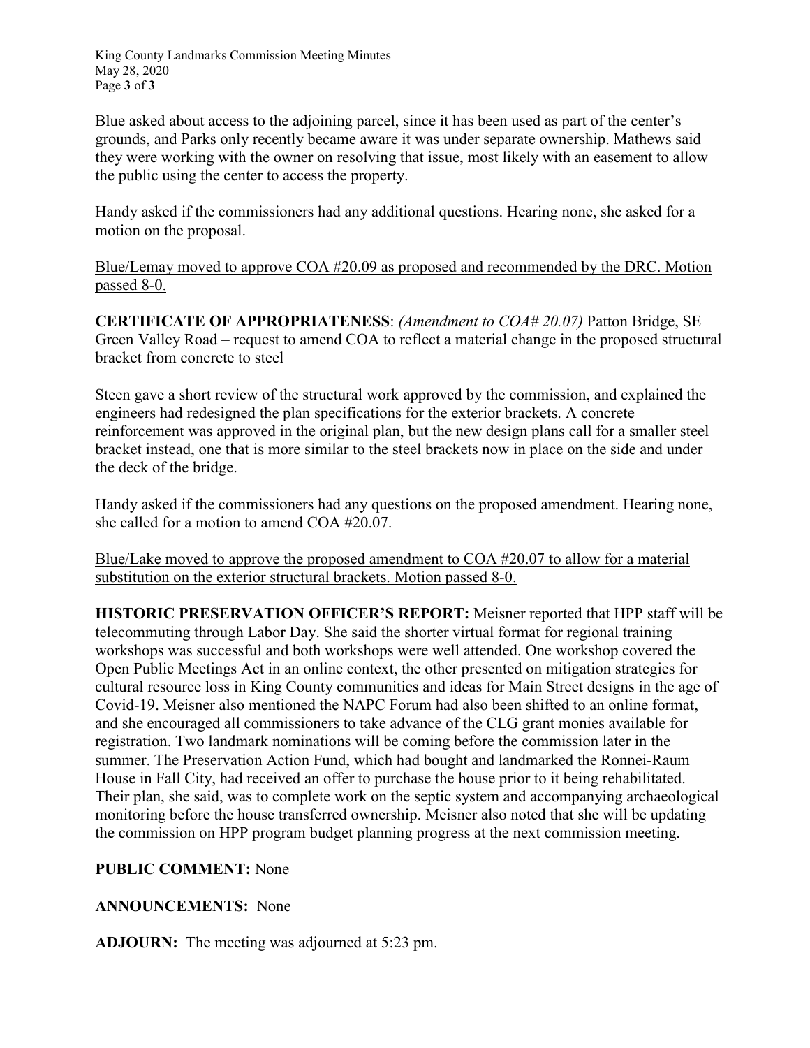Blue asked about access to the adjoining parcel, since it has been used as part of the center's grounds, and Parks only recently became aware it was under separate ownership. Mathews said they were working with the owner on resolving that issue, most likely with an easement to allow the public using the center to access the property.

Handy asked if the commissioners had any additional questions. Hearing none, she asked for a motion on the proposal.

<u>Blue/Lemay moved to approve COA #20.09 as proposed and recommended by the DRC. Motion passed 8-0.</u>

**CERTIFICATE OF APPROPRIATENESS**: *(Amendment to COA# 20.07)* Patton Bridge, SE Green Valley Road – request to amend COA to reflect a material change in the proposed structural bracket from concrete to steel

Steen gave a short review of the structural work approved by the commission, and explained the engineers had redesigned the plan specifications for the exterior brackets. A concrete reinforcement was approved in the original plan, but the new design plans call for a smaller steel bracket instead, one that is more similar to the steel brackets now in place on the side and under the deck of the bridge.

Handy asked if the commissioners had any questions on the proposed amendment. Hearing none, she called for a motion to amend COA #20.07.

<u>Blue/Lake moved to approve the proposed amendment to COA #20.07 to allow for a material substitution on the exterior structural brackets. Motion passed 8-0.</u>

**HISTORIC PRESERVATION OFFICER'S REPORT:** Meisner reported that HPP staff will be telecommuting through Labor Day. She said the shorter virtual format for regional training workshops was successful and both workshops were well attended. One workshop covered the Open Public Meetings Act in an online context, the other presented on mitigation strategies for cultural resource loss in King County communities and ideas for Main Street designs in the age of Covid-19. Meisner also mentioned the NAPC Forum had also been shifted to an online format, and she encouraged all commissioners to take advance of the CLG grant monies available for registration. Two landmark nominations will be coming before the commission later in the summer. The Preservation Action Fund, which had bought and landmarked the Ronnei-Raum House in Fall City, had received an offer to purchase the house prior to it being rehabilitated. Their plan, she said, was to complete work on the septic system and accompanying archaeological monitoring before the house transferred ownership. Meisner also noted that she will be updating the commission on HPP program budget planning progress at the next commission meeting.

**PUBLIC COMMENT:** None

**ANNOUNCEMENTS:** None

**ADJOURN:** The meeting was adjourned at 5:23 pm.